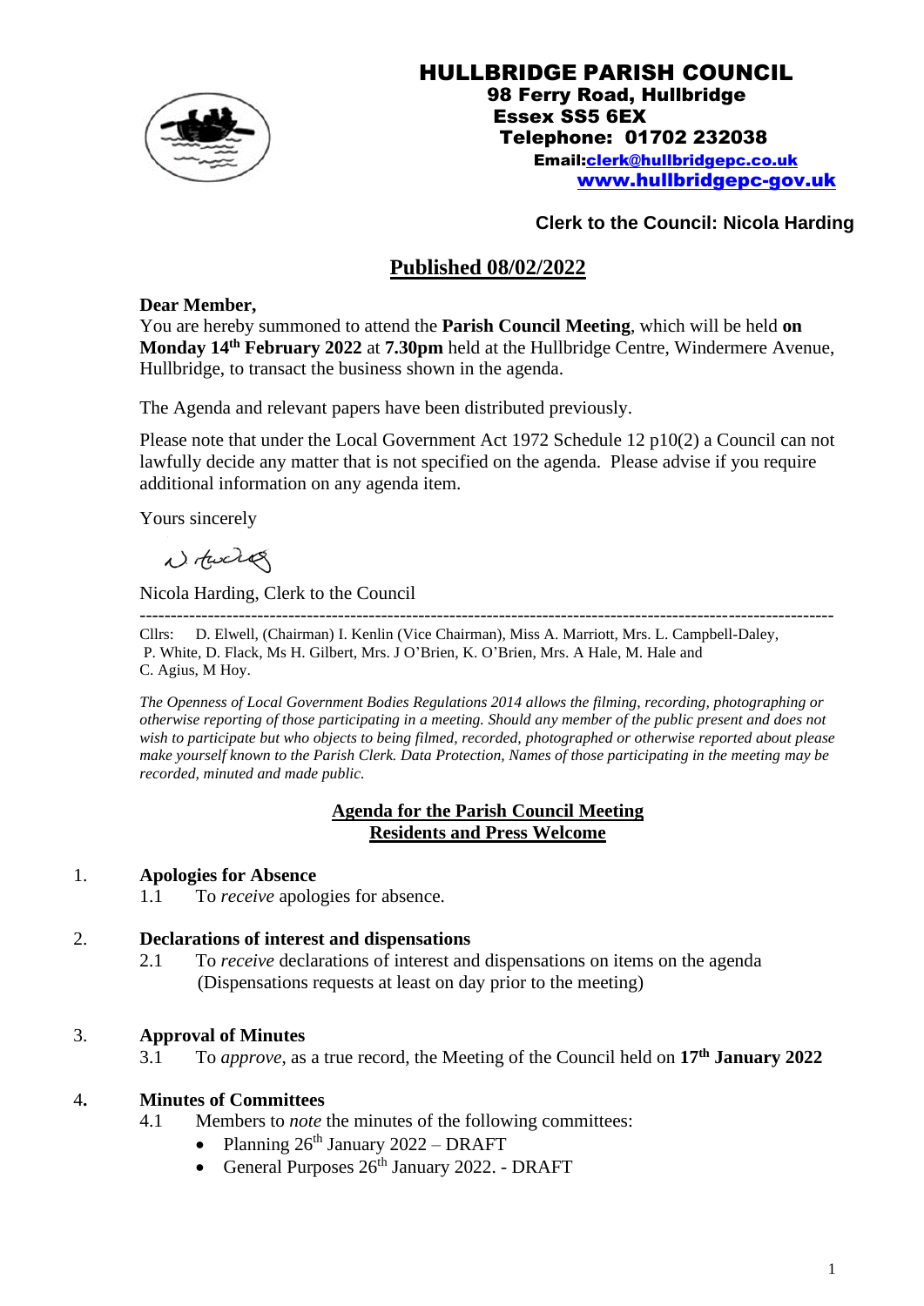# HULLBRIDGE PARISH COUNCIL

**98 Ferry Road, Hullbridge**
**Essex SS5 6EX**
**Telephone: 01702 232038**
**Email:clerk@hullbridgepc.co.uk**
**www.hullbridgepc-gov.uk**

**Clerk to the Council: Nicola Harding**

## Published 08/02/2022

**Dear Member,**

You are hereby summoned to attend the **Parish Council Meeting**, which will be held **on Monday 14th February 2022** at **7.30pm** held at the Hullbridge Centre, Windermere Avenue, Hullbridge, to transact the business shown in the agenda.

The Agenda and relevant papers have been distributed previously.

Please note that under the Local Government Act 1972 Schedule 12 p10(2) a Council can not lawfully decide any matter that is not specified on the agenda. Please advise if you require additional information on any agenda item.

Yours sincerely

N. Harding

Nicola Harding, Clerk to the Council

---

Cllrs: D. Elwell, (Chairman) I. Kenlin (Vice Chairman), Miss A. Marriott, Mrs. L. Campbell-Daley, P. White, D. Flack, Ms H. Gilbert, Mrs. J O'Brien, K. O'Brien, Mrs. A Hale, M. Hale and C. Agius, M Hoy.

*The Openness of Local Government Bodies Regulations 2014 allows the filming, recording, photographing or otherwise reporting of those participating in a meeting. Should any member of the public present and does not wish to participate but who objects to being filmed, recorded, photographed or otherwise reported about please make yourself known to the Parish Clerk. Data Protection, Names of those participating in the meeting may be recorded, minuted and made public.*

## Agenda for the Parish Council Meeting
## Residents and Press Welcome

1. **Apologies for Absence**
   1.1 To *receive* apologies for absence.

2. **Declarations of interest and dispensations**
   2.1 To *receive* declarations of interest and dispensations on items on the agenda (Dispensations requests at least on day prior to the meeting)

3. **Approval of Minutes**
   3.1 To *approve*, as a true record, the Meeting of the Council held on **17th January 2022**

4. **Minutes of Committees**
   4.1 Members to *note* the minutes of the following committees:
   - Planning 26th January 2022 – DRAFT
   - General Purposes 26th January 2022. - DRAFT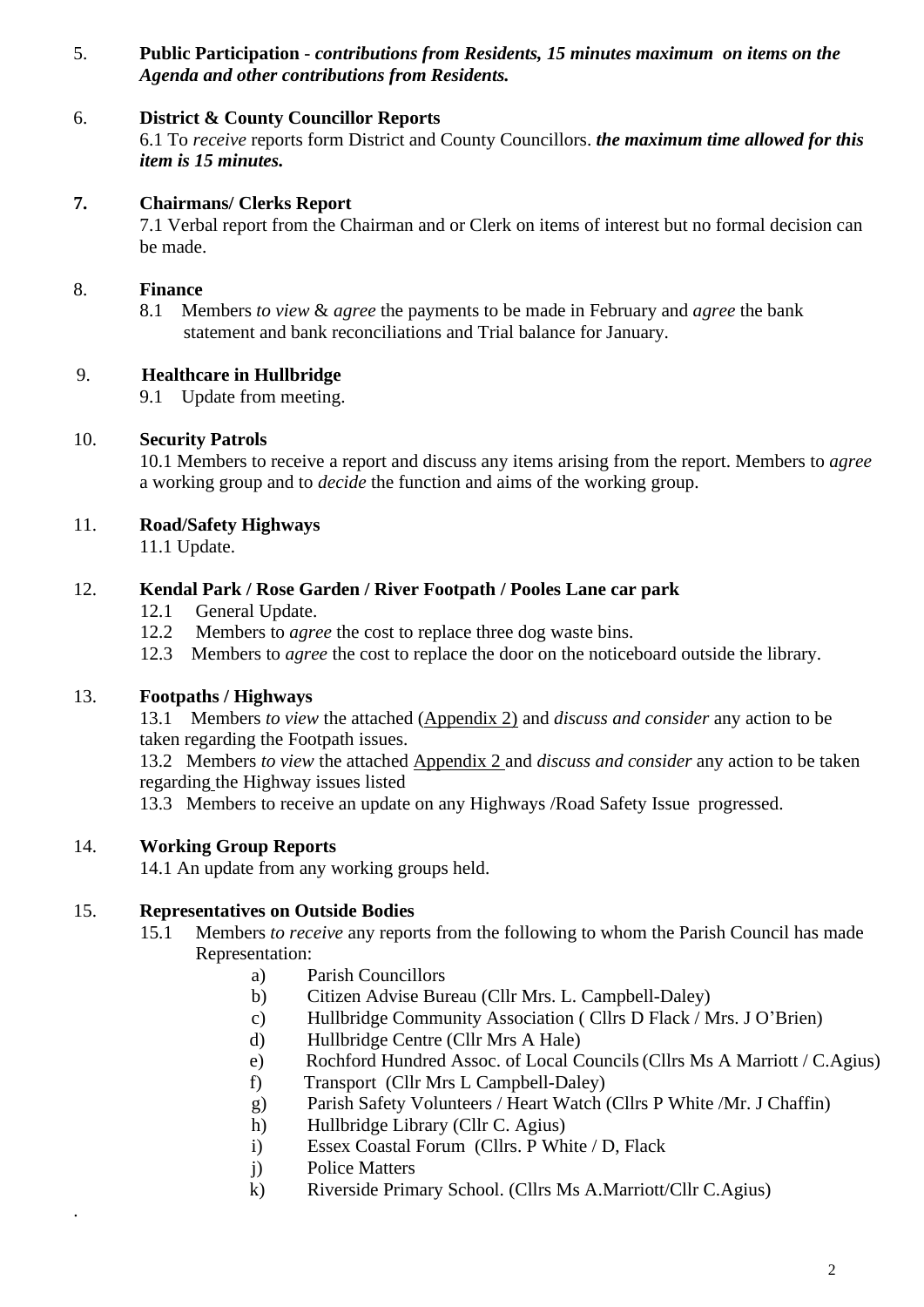5. **Public Participation** - ***contributions from Residents, 15 minutes maximum on items on the Agenda and other contributions from Residents.***

6. **District & County Councillor Reports**

   6.1 To *receive* reports form District and County Councillors. ***the maximum time allowed for this item is 15 minutes.***

7. **Chairmans/ Clerks Report**

   7.1 Verbal report from the Chairman and or Clerk on items of interest but no formal decision can be made.

8. **Finance**

   8.1 Members *to view* & *agree* the payments to be made in February and *agree* the bank statement and bank reconciliations and Trial balance for January.

9. **Healthcare in Hullbridge**

   9.1 Update from meeting.

10. **Security Patrols**

    10.1 Members to receive a report and discuss any items arising from the report. Members to *agree* a working group and to *decide* the function and aims of the working group.

11. **Road/Safety Highways**

    11.1 Update.

12. **Kendal Park / Rose Garden / River Footpath / Pooles Lane car park**

    12.1 General Update.

    12.2 Members to *agree* the cost to replace three dog waste bins.

    12.3 Members to *agree* the cost to replace the door on the noticeboard outside the library.

13. **Footpaths / Highways**

    13.1 Members *to view* the attached (Appendix 2) and *discuss and consider* any action to be taken regarding the Footpath issues.

    13.2 Members *to view* the attached Appendix 2 and *discuss and consider* any action to be taken regarding the Highway issues listed

    13.3 Members to receive an update on any Highways /Road Safety Issue progressed.

14. **Working Group Reports**

    14.1 An update from any working groups held.

15. **Representatives on Outside Bodies**

    15.1 Members *to receive* any reports from the following to whom the Parish Council has made Representation:

    a) Parish Councillors
    b) Citizen Advise Bureau (Cllr Mrs. L. Campbell-Daley)
    c) Hullbridge Community Association ( Cllrs D Flack / Mrs. J O'Brien)
    d) Hullbridge Centre (Cllr Mrs A Hale)
    e) Rochford Hundred Assoc. of Local Councils (Cllrs Ms A Marriott / C.Agius)
    f) Transport (Cllr Mrs L Campbell-Daley)
    g) Parish Safety Volunteers / Heart Watch (Cllrs P White /Mr. J Chaffin)
    h) Hullbridge Library (Cllr C. Agius)
    i) Essex Coastal Forum (Cllrs. P White / D, Flack
    j) Police Matters
    k) Riverside Primary School. (Cllrs Ms A.Marriott/Cllr C.Agius)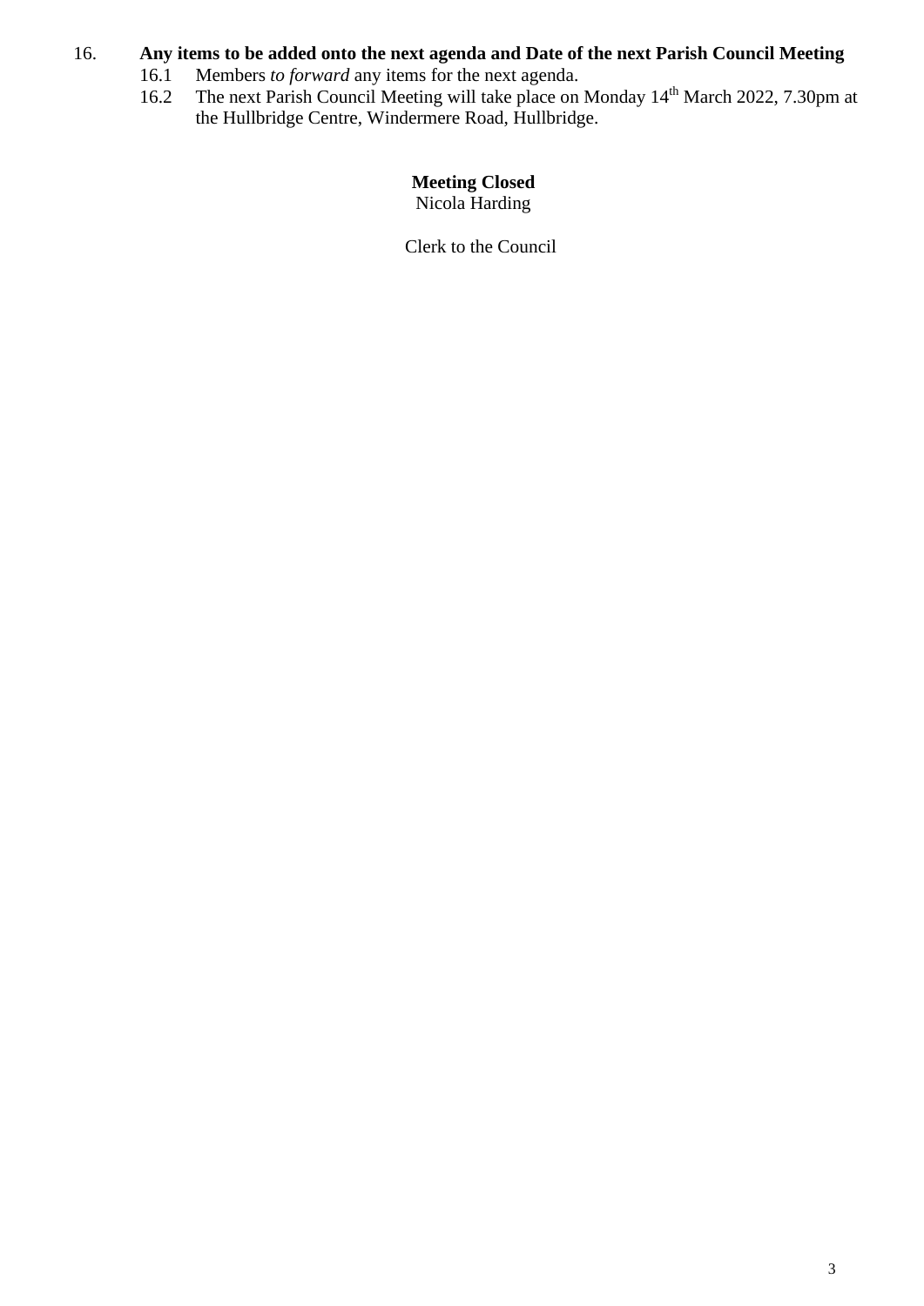16. **Any items to be added onto the next agenda and Date of the next Parish Council Meeting**

    16.1 Members *to forward* any items for the next agenda.

    16.2 The next Parish Council Meeting will take place on Monday 14th March 2022, 7.30pm at the Hullbridge Centre, Windermere Road, Hullbridge.

**Meeting Closed**

Nicola Harding

Clerk to the Council